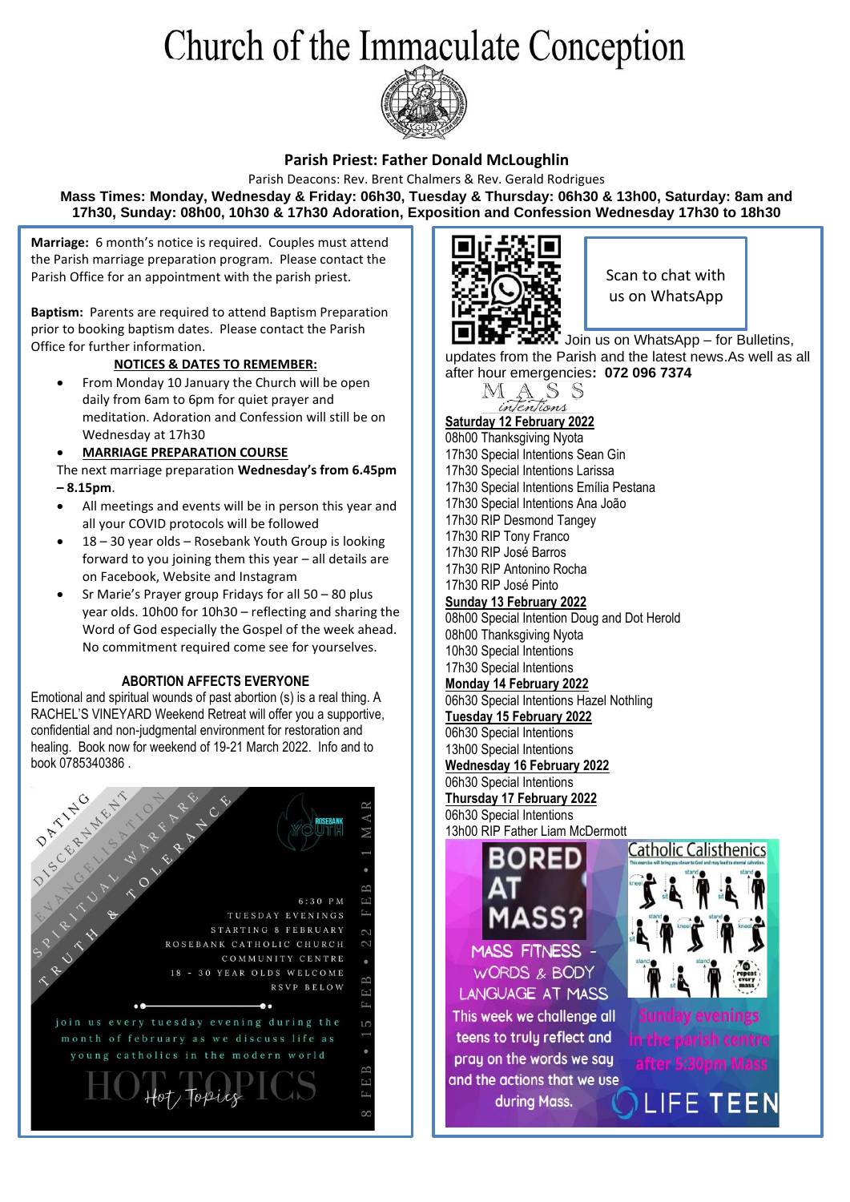# Church of the Immaculate Conception

**Parish Priest: Father Donald McLoughlin**

Parish Deacons: Rev. Brent Chalmers & Rev. Gerald Rodrigues

**Mass Times: Monday, Wednesday & Friday: 06h30, Tuesday & Thursday: 06h30 & 13h00, Saturday: 8am and 17h30, Sunday: 08h00, 10h30 & 17h30 Adoration, Exposition and Confession Wednesday 17h30 to 18h30**

**Marriage:** 6 month's notice is required. Couples must attend the Parish marriage preparation program. Please contact the Parish Office for an appointment with the parish priest.

**Baptism:** Parents are required to attend Baptism Preparation prior to booking baptism dates. Please contact the Parish Office for further information.

**NOTICES & DATES TO REMEMBER:**

- From Monday 10 January the Church will be open daily from 6am to 6pm for quiet prayer and meditation. Adoration and Confession will still be on Wednesday at 17h30
- **MARRIAGE PREPARATION COURSE**

The next marriage preparation **Wednesday's from 6.45pm – 8.15pm**.

- All meetings and events will be in person this year and all your COVID protocols will be followed
- 18 – 30 year olds – Rosebank Youth Group is looking forward to you joining them this year – all details are on Facebook, Website and Instagram
- Sr Marie's Prayer group Fridays for all 50 – 80 plus year olds. 10h00 for 10h30 – reflecting and sharing the Word of God especially the Gospel of the week ahead. No commitment required come see for yourselves.

**ABORTION AFFECTS EVERYONE**

Emotional and spiritual wounds of past abortion (s) is a real thing. A RACHEL'S VINEYARD Weekend Retreat will offer you a supportive, confidential and non-judgmental environment for restoration and healing. Book now for weekend of 19-21 March 2022. Info and to book 0785340386 .

DATING • DISCERNMENT • EVANGELISATION • SPIRITUAL WARFARE • TRUTH & TOLERANCE

ROSEBANK YOUTH

6:30 PM
TUESDAY EVENINGS
STARTING 8 FEBRUARY
ROSEBANK CATHOLIC CHURCH
COMMUNITY CENTRE
18 - 30 YEAR OLDS WELCOME
RSVP BELOW

join us every tuesday evening during the month of february as we discuss life as young catholics in the modern world

8 FEB • 15 FEB • 22 FEB • 1 MAR

HOT TOPICS

Scan to chat with us on WhatsApp

Join us on WhatsApp – for Bulletins, updates from the Parish and the latest news.As well as all after hour emergencies**: 072 096 7374**

MASS *intentions*

**Saturday 12 February 2022**
08h00 Thanksgiving Nyota
17h30 Special Intentions Sean Gin
17h30 Special Intentions Larissa
17h30 Special Intentions Emília Pestana
17h30 Special Intentions Ana João
17h30 RIP Desmond Tangey
17h30 RIP Tony Franco
17h30 RIP José Barros
17h30 RIP Antonino Rocha
17h30 RIP José Pinto

**Sunday 13 February 2022**
08h00 Special Intention Doug and Dot Herold
08h00 Thanksgiving Nyota
10h30 Special Intentions
17h30 Special Intentions

**Monday 14 February 2022**
06h30 Special Intentions Hazel Nothling

**Tuesday 15 February 2022**
06h30 Special Intentions
13h00 Special Intentions

**Wednesday 16 February 2022**
06h30 Special Intentions

**Thursday 17 February 2022**
06h30 Special Intentions
13h00 RIP Father Liam McDermott

BORED AT MASS?

MASS FITNESS - WORDS & BODY LANGUAGE AT MASS

This week we challenge all teens to truly reflect and pray on the words we say and the actions that we use during Mass.

Catholic Calisthenics

Sunday evenings in the parish centre after 5:30pm Mass

LIFE TEEN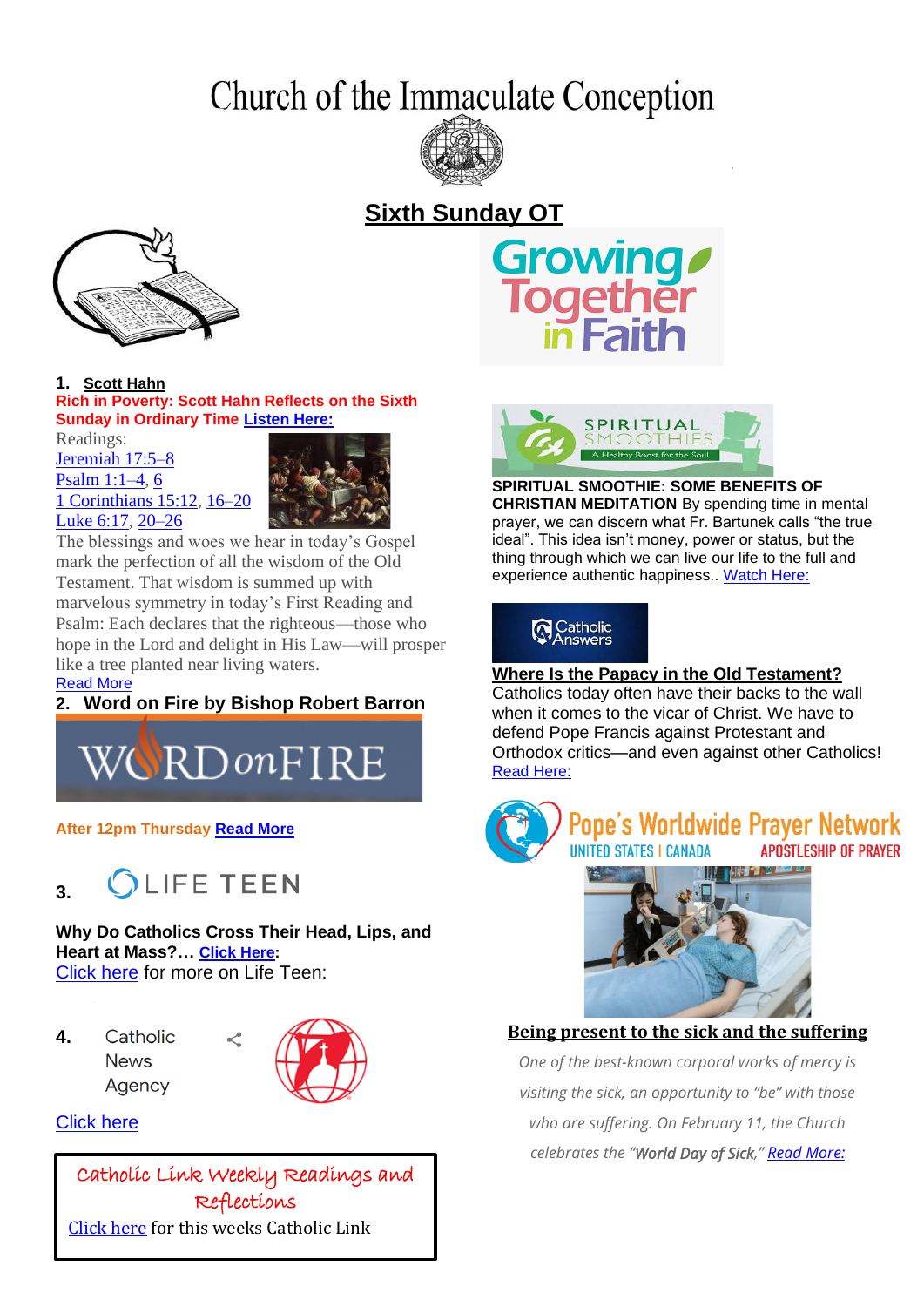# Church of the Immaculate Conception

## Sixth Sunday OT

Growing Together in Faith

1. **Scott Hahn**

**Rich in Poverty: Scott Hahn Reflects on the Sixth Sunday in Ordinary Time** **Listen Here:**

Readings:
Jeremiah 17:5–8
Psalm 1:1–4, 6
1 Corinthians 15:12, 16–20
Luke 6:17, 20–26

The blessings and woes we hear in today's Gospel mark the perfection of all the wisdom of the Old Testament. That wisdom is summed up with marvelous symmetry in today's First Reading and Psalm: Each declares that the righteous—those who hope in the Lord and delight in His Law—will prosper like a tree planted near living waters.
Read More

2. **Word on Fire by Bishop Robert Barron**

WORD on FIRE

**After 12pm Thursday** **Read More**

3. LIFE TEEN

**Why Do Catholics Cross Their Head, Lips, and Heart at Mass?…** **Click Here:**
Click here for more on Life Teen:

4. Catholic News Agency

Click here

**Catholic Link Weekly Readings and Reflections**

Click here for this weeks Catholic Link

SPIRITUAL SMOOTHIES
A Healthy Boost for the Soul

**SPIRITUAL SMOOTHIE: SOME BENEFITS OF CHRISTIAN MEDITATION** By spending time in mental prayer, we can discern what Fr. Bartunek calls "the true ideal". This idea isn't money, power or status, but the thing through which we can live our life to the full and experience authentic happiness.. Watch Here:

Catholic Answers

**Where Is the Papacy in the Old Testament?**
Catholics today often have their backs to the wall when it comes to the vicar of Christ. We have to defend Pope Francis against Protestant and Orthodox critics—and even against other Catholics!
Read Here:

Pope's Worldwide Prayer Network
UNITED STATES | CANADA
APOSTLESHIP OF PRAYER

**Being present to the sick and the suffering**

*One of the best-known corporal works of mercy is visiting the sick, an opportunity to "be" with those who are suffering. On February 11, the Church celebrates the "**World Day of Sick**,"* *Read More:*